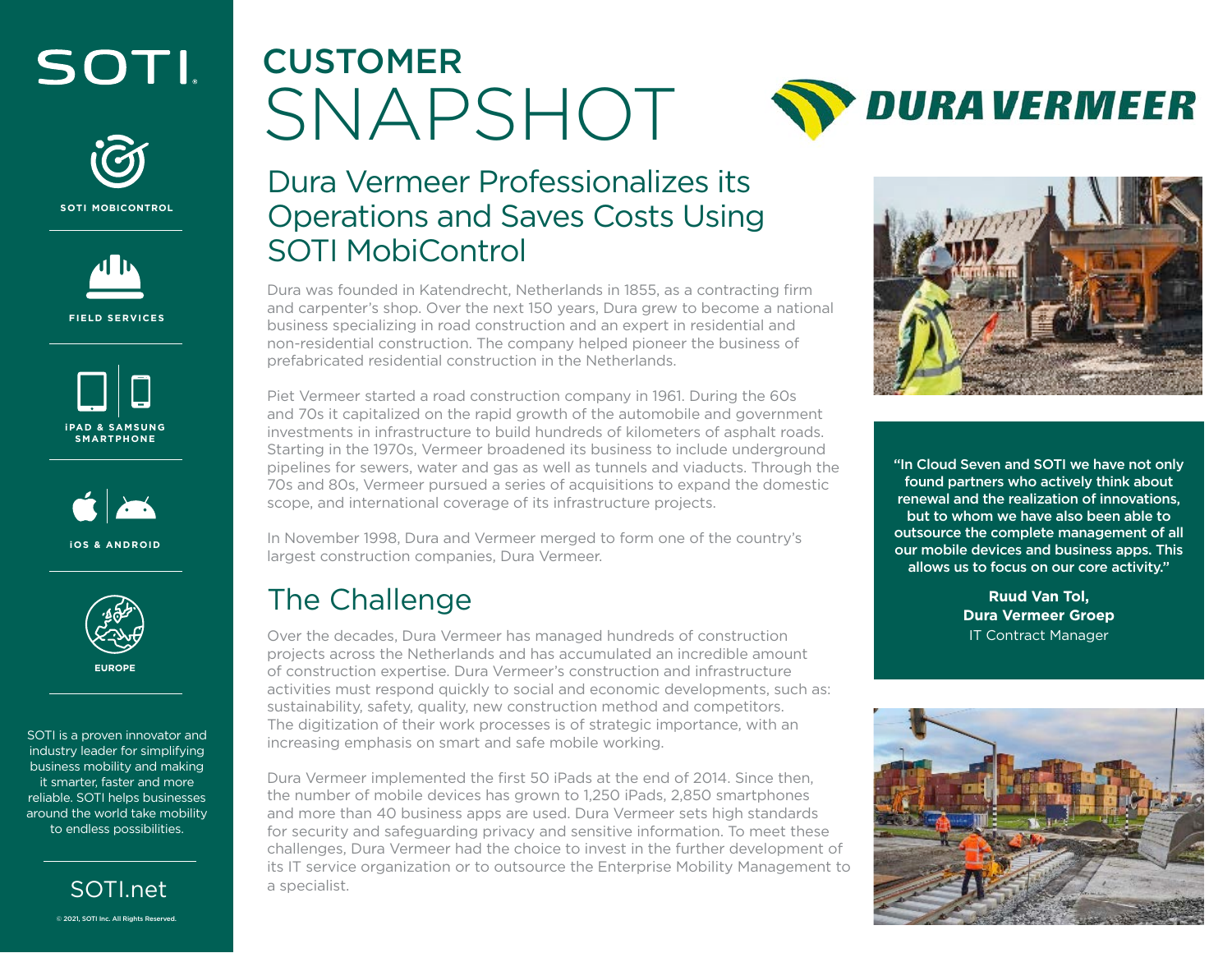# CUSTOMER SNAPSHOT

## Dura Vermeer Professionalizes its Operations and Saves Costs Using SOTI MobiControl

Dura was founded in Katendrecht, Netherlands in 1855, as a contracting firm and carpenter's shop. Over the next 150 years, Dura grew to become a national business specializing in road construction and an expert in residential and non-residential construction. The company helped pioneer the business of prefabricated residential construction in the Netherlands.

Piet Vermeer started a road construction company in 1961. During the 60s and 70s it capitalized on the rapid growth of the automobile and government investments in infrastructure to build hundreds of kilometers of asphalt roads. Starting in the 1970s, Vermeer broadened its business to include underground pipelines for sewers, water and gas as well as tunnels and viaducts. Through the 70s and 80s, Vermeer pursued a series of acquisitions to expand the domestic scope, and international coverage of its infrastructure projects.

In November 1998, Dura and Vermeer merged to form one of the country's largest construction companies, Dura Vermeer.

## The Challenge

Over the decades, Dura Vermeer has managed hundreds of construction projects across the Netherlands and has accumulated an incredible amount of construction expertise. Dura Vermeer's construction and infrastructure activities must respond quickly to social and economic developments, such as: sustainability, safety, quality, new construction method and competitors. The digitization of their work processes is of strategic importance, with an increasing emphasis on smart and safe mobile working.

Dura Vermeer implemented the first 50 iPads at the end of 2014. Since then, the number of mobile devices has grown to 1,250 iPads, 2,850 smartphones and more than 40 business apps are used. Dura Vermeer sets high standards for security and safeguarding privacy and sensitive information. To meet these challenges, Dura Vermeer had the choice to invest in the further development of its IT service organization or to outsource the Enterprise Mobility Management to a specialist.

**"In Cloud Seven and SOTI we have not only found partners who actively think about renewal and the realization of innovations, but to whom we have also been able to outsource the complete management of all our mobile devices and business apps. This allows us to focus on our core activity."**

**Ruud Van Tol,**
**Dura Vermeer Groep**
IT Contract Manager

---

SOTI

**SOTI MOBICONTROL**

**FIELD SERVICES**

**iPAD & SAMSUNG SMARTPHONE**

**iOS & ANDROID**

**EUROPE**

SOTI is a proven innovator and industry leader for simplifying business mobility and making it smarter, faster and more reliable. SOTI helps businesses around the world take mobility to endless possibilities.

SOTI.net

© 2021, SOTI Inc. All Rights Reserved.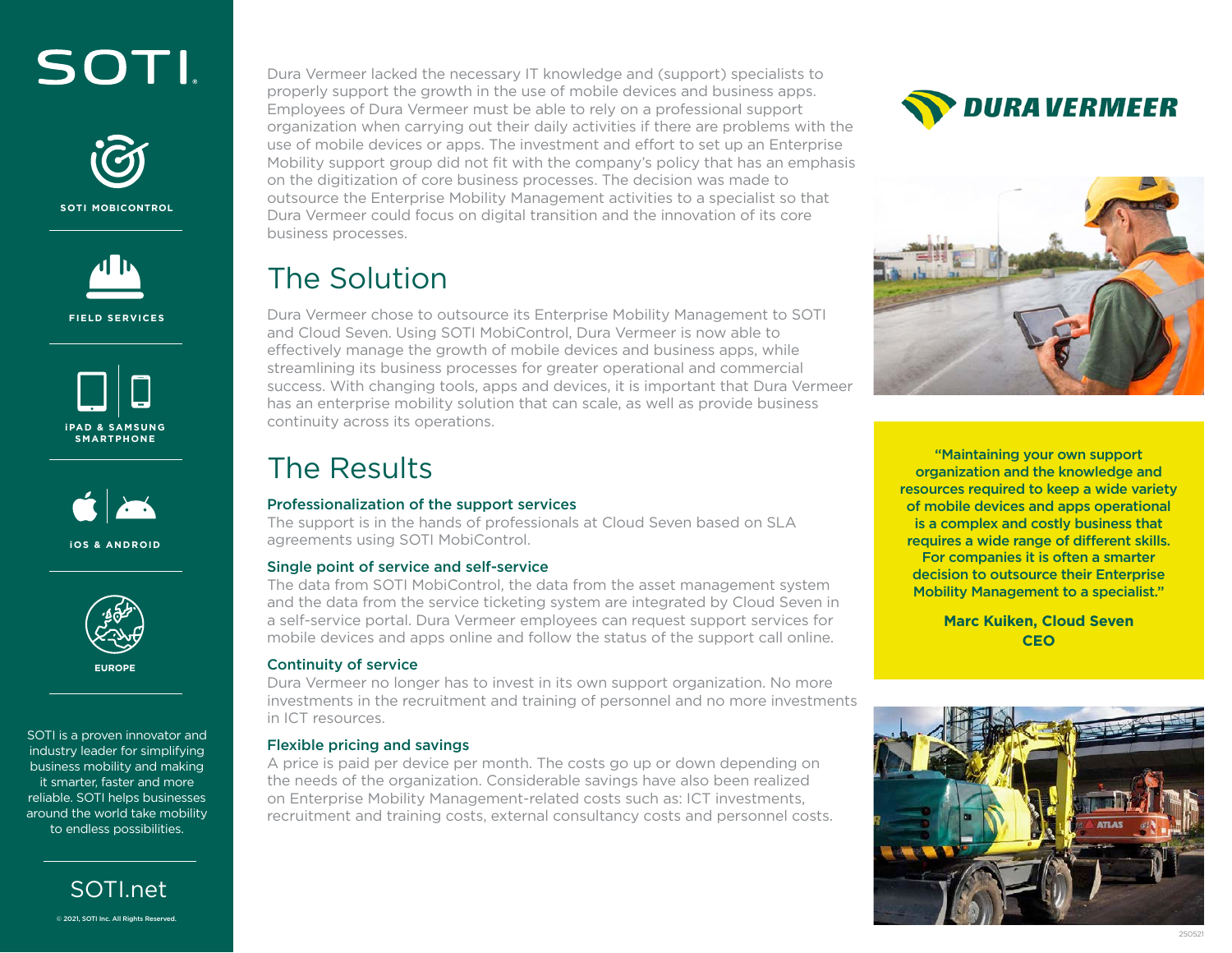SOTI

SOTI MOBICONTROL

FIELD SERVICES

iPAD & SAMSUNG SMARTPHONE

iOS & ANDROID

EUROPE

SOTI is a proven innovator and industry leader for simplifying business mobility and making it smarter, faster and more reliable. SOTI helps businesses around the world take mobility to endless possibilities.

SOTI.net

© 2021, SOTI Inc. All Rights Reserved.

Dura Vermeer lacked the necessary IT knowledge and (support) specialists to properly support the growth in the use of mobile devices and business apps. Employees of Dura Vermeer must be able to rely on a professional support organization when carrying out their daily activities if there are problems with the use of mobile devices or apps. The investment and effort to set up an Enterprise Mobility support group did not fit with the company's policy that has an emphasis on the digitization of core business processes. The decision was made to outsource the Enterprise Mobility Management activities to a specialist so that Dura Vermeer could focus on digital transition and the innovation of its core business processes.

## The Solution

Dura Vermeer chose to outsource its Enterprise Mobility Management to SOTI and Cloud Seven. Using SOTI MobiControl, Dura Vermeer is now able to effectively manage the growth of mobile devices and business apps, while streamlining its business processes for greater operational and commercial success. With changing tools, apps and devices, it is important that Dura Vermeer has an enterprise mobility solution that can scale, as well as provide business continuity across its operations.

## The Results

### Professionalization of the support services

The support is in the hands of professionals at Cloud Seven based on SLA agreements using SOTI MobiControl.

### Single point of service and self-service

The data from SOTI MobiControl, the data from the asset management system and the data from the service ticketing system are integrated by Cloud Seven in a self-service portal. Dura Vermeer employees can request support services for mobile devices and apps online and follow the status of the support call online.

### Continuity of service

Dura Vermeer no longer has to invest in its own support organization. No more investments in the recruitment and training of personnel and no more investments in ICT resources.

### Flexible pricing and savings

A price is paid per device per month. The costs go up or down depending on the needs of the organization. Considerable savings have also been realized on Enterprise Mobility Management-related costs such as: ICT investments, recruitment and training costs, external consultancy costs and personnel costs.

DURA VERMEER

**"Maintaining your own support organization and the knowledge and resources required to keep a wide variety of mobile devices and apps operational is a complex and costly business that requires a wide range of different skills. For companies it is often a smarter decision to outsource their Enterprise Mobility Management to a specialist."**

**Marc Kuiken, Cloud Seven CEO**

250521